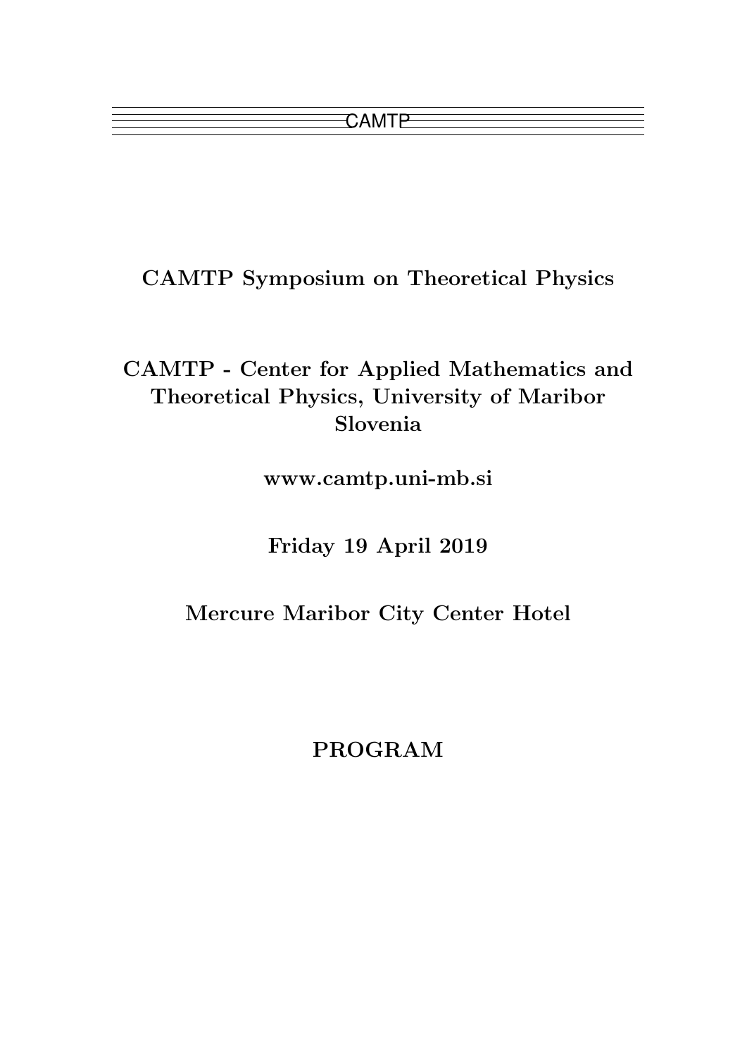CAMTP

# CAMTP Symposium on Theoretical Physics

## CAMTP - Center for Applied Mathematics and Theoretical Physics, University of Maribor Slovenia

**www.camtp.uni-mb.si**

**Friday 19 April 2019**

**Mercure Maribor City Center Hotel**

# PROGRAM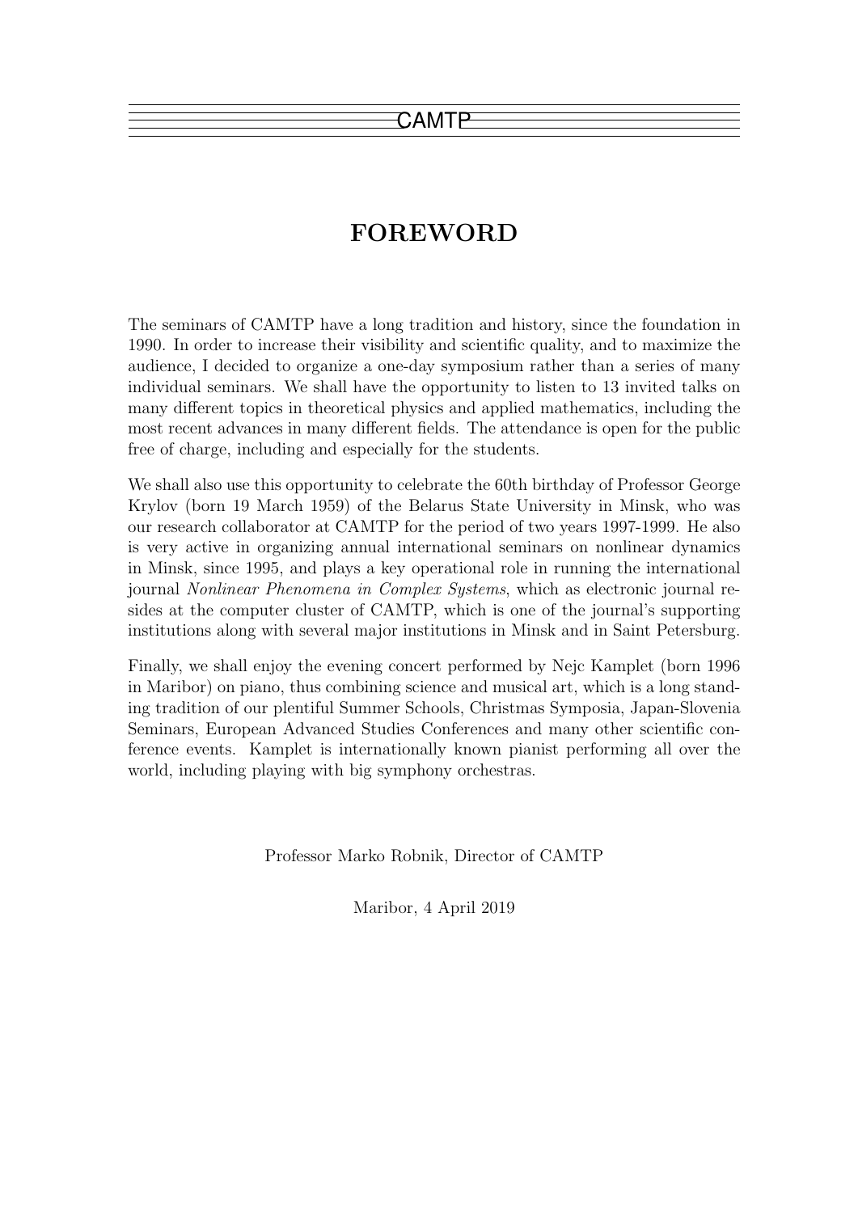# FOREWORD

The seminars of CAMTP have a long tradition and history, since the foundation in 1990. In order to increase their visibility and scientific quality, and to maximize the audience, I decided to organize a one-day symposium rather than a series of many individual seminars. We shall have the opportunity to listen to 13 invited talks on many different topics in theoretical physics and applied mathematics, including the most recent advances in many different fields. The attendance is open for the public free of charge, including and especially for the students.

We shall also use this opportunity to celebrate the 60th birthday of Professor George Krylov (born 19 March 1959) of the Belarus State University in Minsk, who was our research collaborator at CAMTP for the period of two years 1997-1999. He also is very active in organizing annual international seminars on nonlinear dynamics in Minsk, since 1995, and plays a key operational role in running the international journal *Nonlinear Phenomena in Complex Systems*, which as electronic journal resides at the computer cluster of CAMTP, which is one of the journal's supporting institutions along with several major institutions in Minsk and in Saint Petersburg.

Finally, we shall enjoy the evening concert performed by Nejc Kamplet (born 1996 in Maribor) on piano, thus combining science and musical art, which is a long standing tradition of our plentiful Summer Schools, Christmas Symposia, Japan-Slovenia Seminars, European Advanced Studies Conferences and many other scientific conference events. Kamplet is internationally known pianist performing all over the world, including playing with big symphony orchestras.

Professor Marko Robnik, Director of CAMTP

Maribor, 4 April 2019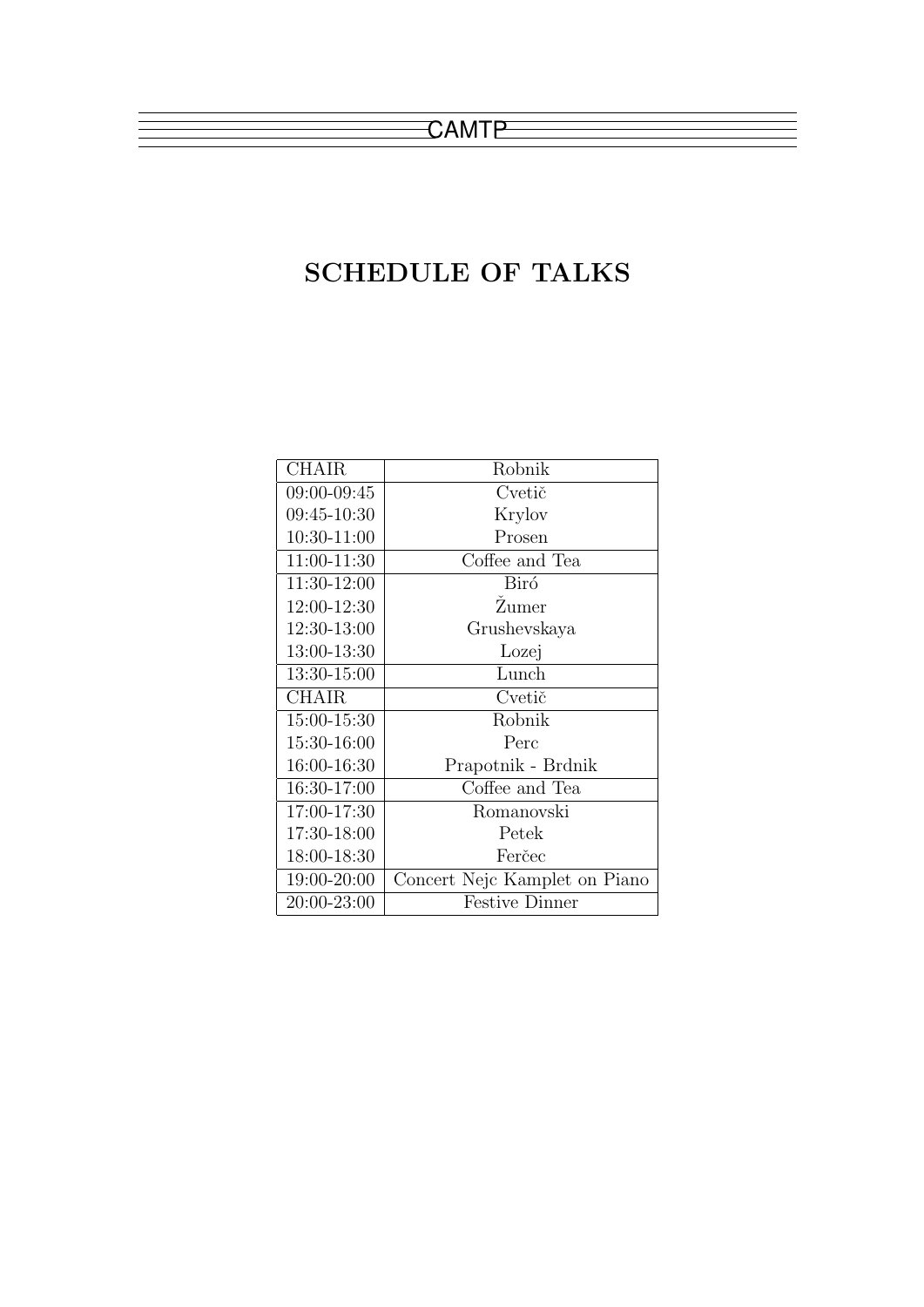# SCHEDULE OF TALKS

| CHAIR | Robnik |
|---|---|
| 09:00-09:45 | Cvetič |
| 09:45-10:30 | Krylov |
| 10:30-11:00 | Prosen |
| 11:00-11:30 | Coffee and Tea |
| 11:30-12:00 | Biró |
| 12:00-12:30 | Žumer |
| 12:30-13:00 | Grushevskaya |
| 13:00-13:30 | Lozej |
| 13:30-15:00 | Lunch |
| CHAIR | Cvetič |
| 15:00-15:30 | Robnik |
| 15:30-16:00 | Perc |
| 16:00-16:30 | Prapotnik - Brdnik |
| 16:30-17:00 | Coffee and Tea |
| 17:00-17:30 | Romanovski |
| 17:30-18:00 | Petek |
| 18:00-18:30 | Ferčec |
| 19:00-20:00 | Concert Nejc Kamplet on Piano |
| 20:00-23:00 | Festive Dinner |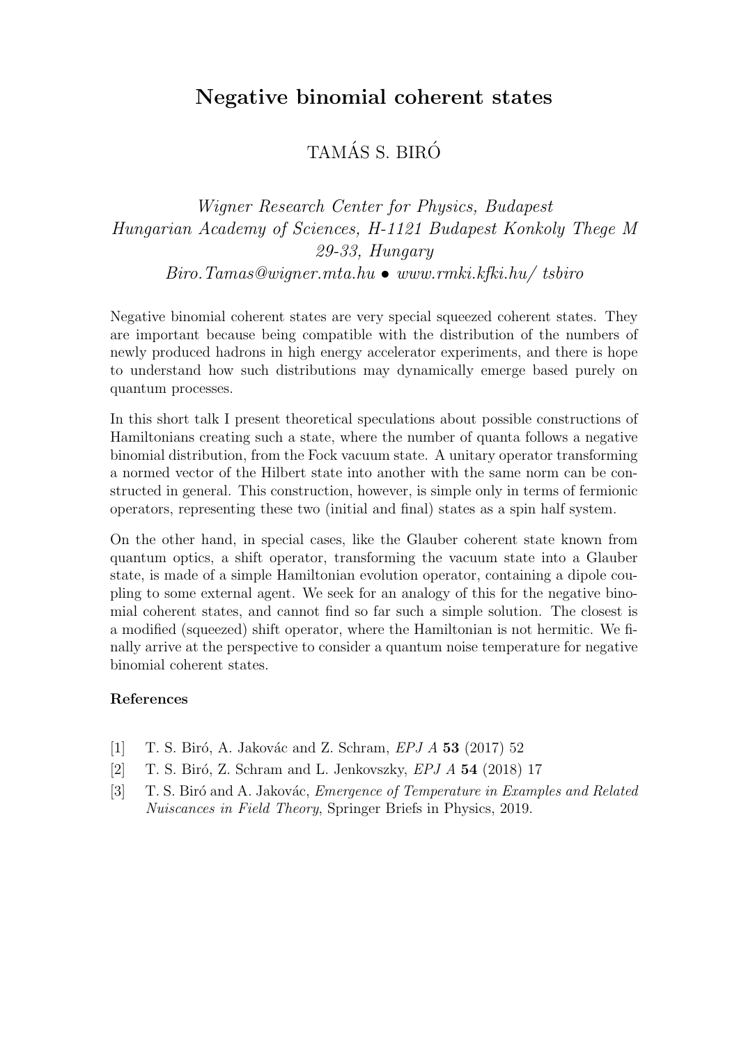# Negative binomial coherent states

TAMÁS S. BIRÓ

*Wigner Research Center for Physics, Budapest*
*Hungarian Academy of Sciences, H-1121 Budapest Konkoly Thege M 29-33, Hungary*
*Biro.Tamas@wigner.mta.hu • www.rmki.kfki.hu/ tsbiro*

Negative binomial coherent states are very special squeezed coherent states. They are important because being compatible with the distribution of the numbers of newly produced hadrons in high energy accelerator experiments, and there is hope to understand how such distributions may dynamically emerge based purely on quantum processes.

In this short talk I present theoretical speculations about possible constructions of Hamiltonians creating such a state, where the number of quanta follows a negative binomial distribution, from the Fock vacuum state. A unitary operator transforming a normed vector of the Hilbert state into another with the same norm can be constructed in general. This construction, however, is simple only in terms of fermionic operators, representing these two (initial and final) states as a spin half system.

On the other hand, in special cases, like the Glauber coherent state known from quantum optics, a shift operator, transforming the vacuum state into a Glauber state, is made of a simple Hamiltonian evolution operator, containing a dipole coupling to some external agent. We seek for an analogy of this for the negative binomial coherent states, and cannot find so far such a simple solution. The closest is a modified (squeezed) shift operator, where the Hamiltonian is not hermitic. We finally arrive at the perspective to consider a quantum noise temperature for negative binomial coherent states.

**References**

[1] T. S. Biró, A. Jakovác and Z. Schram, *EPJ A* **53** (2017) 52

[2] T. S. Biró, Z. Schram and L. Jenkovszky, *EPJ A* **54** (2018) 17

[3] T. S. Biró and A. Jakovác, *Emergence of Temperature in Examples and Related Nuiscances in Field Theory*, Springer Briefs in Physics, 2019.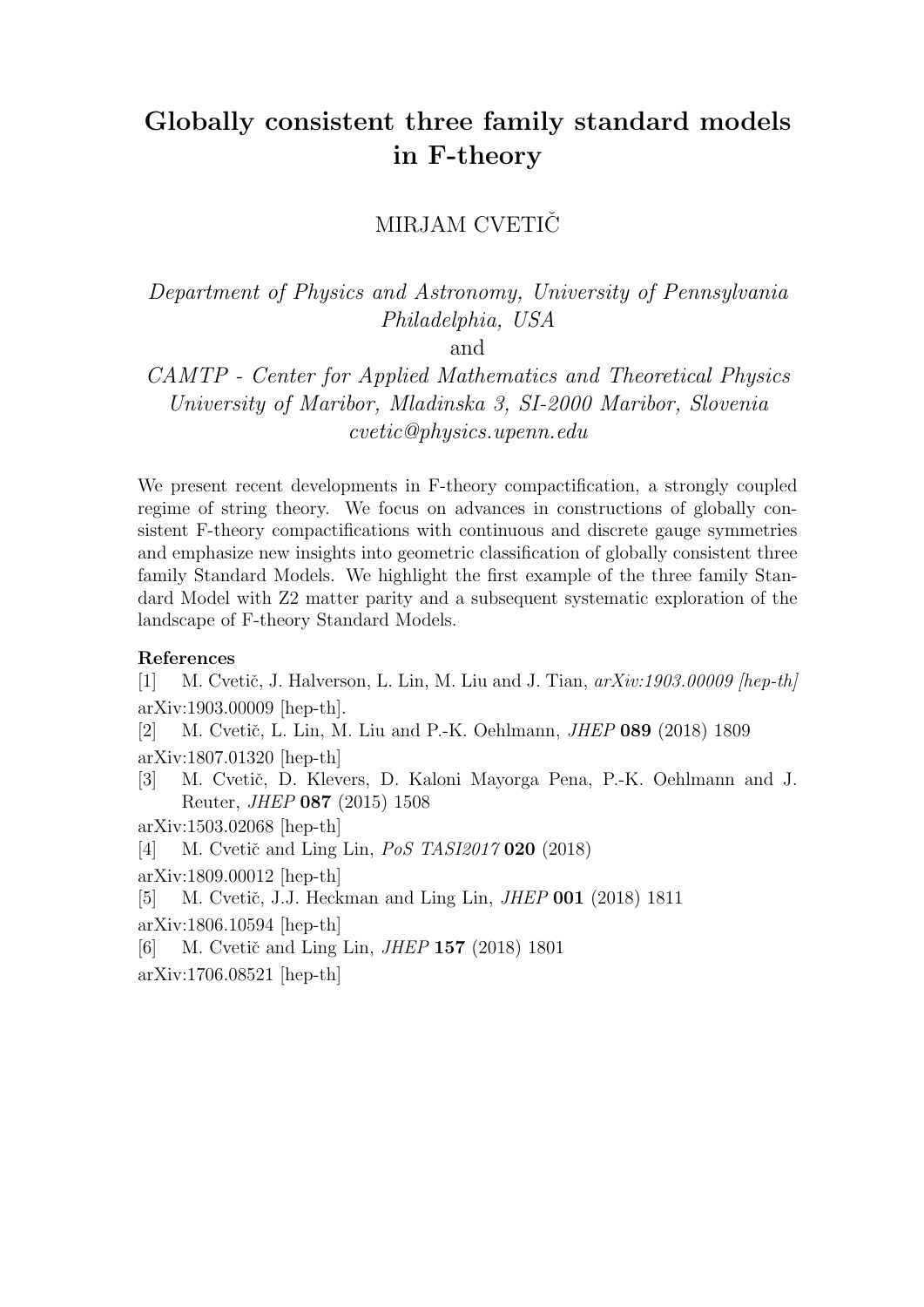# Globally consistent three family standard models in F-theory

MIRJAM CVETIČ

*Department of Physics and Astronomy, University of Pennsylvania Philadelphia, USA*
and
*CAMTP - Center for Applied Mathematics and Theoretical Physics University of Maribor, Mladinska 3, SI-2000 Maribor, Slovenia cvetic@physics.upenn.edu*

We present recent developments in F-theory compactification, a strongly coupled regime of string theory. We focus on advances in constructions of globally consistent F-theory compactifications with continuous and discrete gauge symmetries and emphasize new insights into geometric classification of globally consistent three family Standard Models. We highlight the first example of the three family Standard Model with Z2 matter parity and a subsequent systematic exploration of the landscape of F-theory Standard Models.

**References**

[1] M. Cvetič, J. Halverson, L. Lin, M. Liu and J. Tian, *arXiv:1903.00009 [hep-th]* arXiv:1903.00009 [hep-th].

[2] M. Cvetič, L. Lin, M. Liu and P.-K. Oehlmann, *JHEP* **089** (2018) 1809 arXiv:1807.01320 [hep-th]

[3] M. Cvetič, D. Klevers, D. Kaloni Mayorga Pena, P.-K. Oehlmann and J. Reuter, *JHEP* **087** (2015) 1508 arXiv:1503.02068 [hep-th]

[4] M. Cvetič and Ling Lin, *PoS TASI2017* **020** (2018) arXiv:1809.00012 [hep-th]

[5] M. Cvetič, J.J. Heckman and Ling Lin, *JHEP* **001** (2018) 1811 arXiv:1806.10594 [hep-th]

[6] M. Cvetič and Ling Lin, *JHEP* **157** (2018) 1801 arXiv:1706.08521 [hep-th]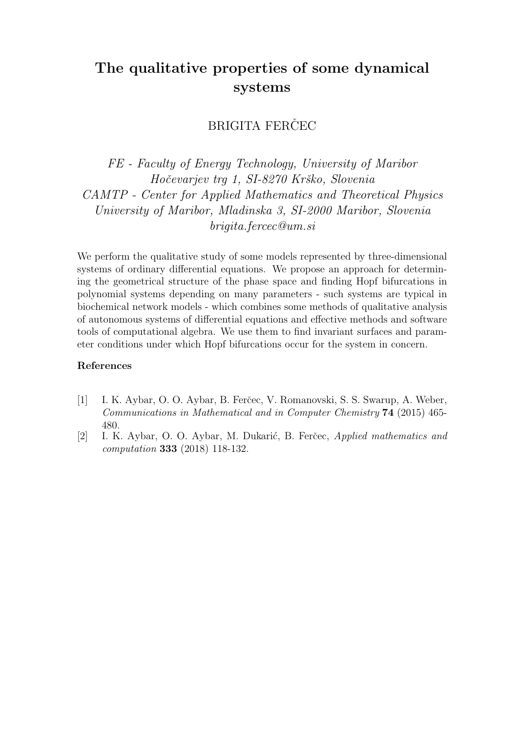# The qualitative properties of some dynamical systems

BRIGITA FERČEC

*FE - Faculty of Energy Technology, University of Maribor*
*Hočevarjev trg 1, SI-8270 Krško, Slovenia*
*CAMTP - Center for Applied Mathematics and Theoretical Physics*
*University of Maribor, Mladinska 3, SI-2000 Maribor, Slovenia*
*brigita.fercec@um.si*

We perform the qualitative study of some models represented by three-dimensional systems of ordinary differential equations. We propose an approach for determining the geometrical structure of the phase space and finding Hopf bifurcations in polynomial systems depending on many parameters - such systems are typical in biochemical network models - which combines some methods of qualitative analysis of autonomous systems of differential equations and effective methods and software tools of computational algebra. We use them to find invariant surfaces and parameter conditions under which Hopf bifurcations occur for the system in concern.

**References**

[1] I. K. Aybar, O. O. Aybar, B. Ferčec, V. Romanovski, S. S. Swarup, A. Weber, *Communications in Mathematical and in Computer Chemistry* **74** (2015) 465-480.

[2] I. K. Aybar, O. O. Aybar, M. Dukarić, B. Ferčec, *Applied mathematics and computation* **333** (2018) 118-132.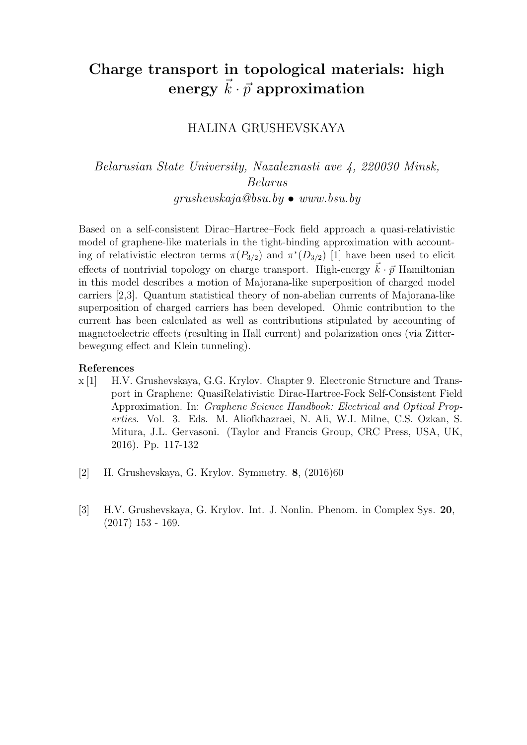# Charge transport in topological materials: high energy $\vec{k} \cdot \vec{p}$ approximation

HALINA GRUSHEVSKAYA

*Belarusian State University, Nazaleznasti ave 4, 220030 Minsk, Belarus*
*grushevskaja@bsu.by • www.bsu.by*

Based on a self-consistent Dirac–Hartree–Fock field approach a quasi-relativistic model of graphene-like materials in the tight-binding approximation with accounting of relativistic electron terms $\pi(P_{3/2})$ and $\pi^*(D_{3/2})$ [1] have been used to elicit effects of nontrivial topology on charge transport. High-energy $\vec{k} \cdot \vec{p}$ Hamiltonian in this model describes a motion of Majorana-like superposition of charged model carriers [2,3]. Quantum statistical theory of non-abelian currents of Majorana-like superposition of charged carriers has been developed. Ohmic contribution to the current has been calculated as well as contributions stipulated by accounting of magnetoelectric effects (resulting in Hall current) and polarization ones (via Zitterbewegung effect and Klein tunneling).

**References**

x [1] H.V. Grushevskaya, G.G. Krylov. Chapter 9. Electronic Structure and Transport in Graphene: QuasiRelativistic Dirac-Hartree-Fock Self-Consistent Field Approximation. In: *Graphene Science Handbook: Electrical and Optical Properties*. Vol. 3. Eds. M. Aliofkhazraei, N. Ali, W.I. Milne, C.S. Ozkan, S. Mitura, J.L. Gervasoni. (Taylor and Francis Group, CRC Press, USA, UK, 2016). Pp. 117-132

[2] H. Grushevskaya, G. Krylov. Symmetry. **8**, (2016)60

[3] H.V. Grushevskaya, G. Krylov. Int. J. Nonlin. Phenom. in Complex Sys. **20**, (2017) 153 - 169.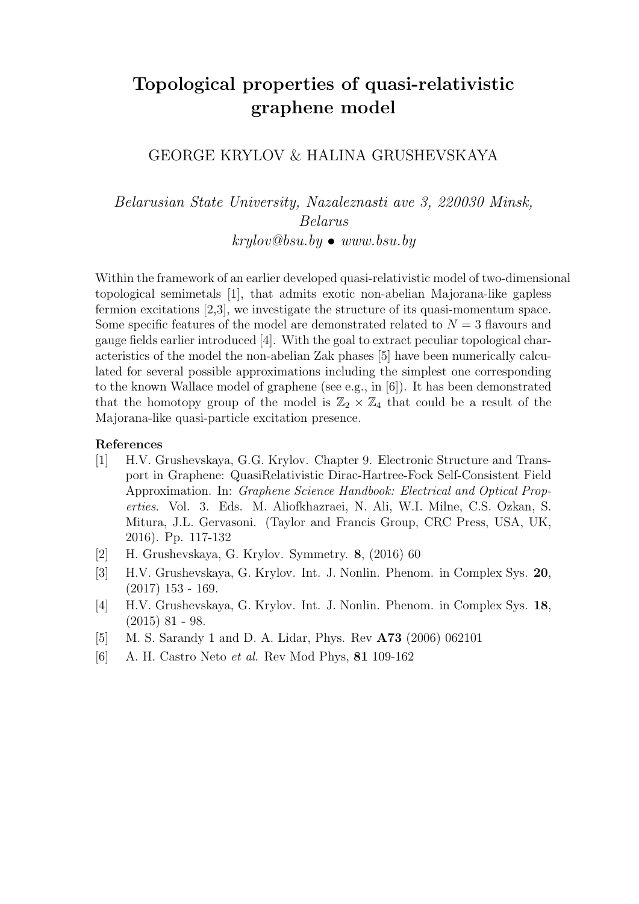# Topological properties of quasi-relativistic graphene model

GEORGE KRYLOV & HALINA GRUSHEVSKAYA

*Belarusian State University, Nazaleznasti ave 3, 220030 Minsk, Belarus*
*krylov@bsu.by • www.bsu.by*

Within the framework of an earlier developed quasi-relativistic model of two-dimensional topological semimetals [1], that admits exotic non-abelian Majorana-like gapless fermion excitations [2,3], we investigate the structure of its quasi-momentum space. Some specific features of the model are demonstrated related to $N = 3$ flavours and gauge fields earlier introduced [4]. With the goal to extract peculiar topological characteristics of the model the non-abelian Zak phases [5] have been numerically calculated for several possible approximations including the simplest one corresponding to the known Wallace model of graphene (see e.g., in [6]). It has been demonstrated that the homotopy group of the model is $\mathbb{Z}_2 \times \mathbb{Z}_4$ that could be a result of the Majorana-like quasi-particle excitation presence.

**References**

- [1] H.V. Grushevskaya, G.G. Krylov. Chapter 9. Electronic Structure and Transport in Graphene: QuasiRelativistic Dirac-Hartree-Fock Self-Consistent Field Approximation. In: *Graphene Science Handbook: Electrical and Optical Properties*. Vol. 3. Eds. M. Aliofkhazraei, N. Ali, W.I. Milne, C.S. Ozkan, S. Mitura, J.L. Gervasoni. (Taylor and Francis Group, CRC Press, USA, UK, 2016). Pp. 117-132
- [2] H. Grushevskaya, G. Krylov. Symmetry. **8**, (2016) 60
- [3] H.V. Grushevskaya, G. Krylov. Int. J. Nonlin. Phenom. in Complex Sys. **20**, (2017) 153 - 169.
- [4] H.V. Grushevskaya, G. Krylov. Int. J. Nonlin. Phenom. in Complex Sys. **18**, (2015) 81 - 98.
- [5] M. S. Sarandy 1 and D. A. Lidar, Phys. Rev **A73** (2006) 062101
- [6] A. H. Castro Neto *et al.* Rev Mod Phys, **81** 109-162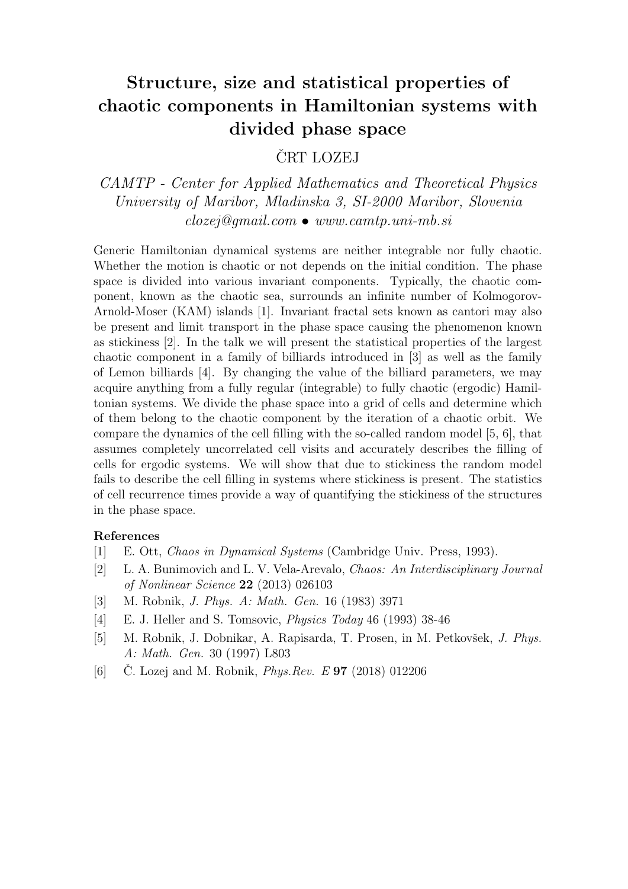# Structure, size and statistical properties of chaotic components in Hamiltonian systems with divided phase space

ČRT LOZEJ

*CAMTP - Center for Applied Mathematics and Theoretical Physics*
*University of Maribor, Mladinska 3, SI-2000 Maribor, Slovenia*
*clozej@gmail.com • www.camtp.uni-mb.si*

Generic Hamiltonian dynamical systems are neither integrable nor fully chaotic. Whether the motion is chaotic or not depends on the initial condition. The phase space is divided into various invariant components. Typically, the chaotic component, known as the chaotic sea, surrounds an infinite number of Kolmogorov-Arnold-Moser (KAM) islands [1]. Invariant fractal sets known as cantori may also be present and limit transport in the phase space causing the phenomenon known as stickiness [2]. In the talk we will present the statistical properties of the largest chaotic component in a family of billiards introduced in [3] as well as the family of Lemon billiards [4]. By changing the value of the billiard parameters, we may acquire anything from a fully regular (integrable) to fully chaotic (ergodic) Hamiltonian systems. We divide the phase space into a grid of cells and determine which of them belong to the chaotic component by the iteration of a chaotic orbit. We compare the dynamics of the cell filling with the so-called random model [5, 6], that assumes completely uncorrelated cell visits and accurately describes the filling of cells for ergodic systems. We will show that due to stickiness the random model fails to describe the cell filling in systems where stickiness is present. The statistics of cell recurrence times provide a way of quantifying the stickiness of the structures in the phase space.

### References

[1] E. Ott, *Chaos in Dynamical Systems* (Cambridge Univ. Press, 1993).

[2] L. A. Bunimovich and L. V. Vela-Arevalo, *Chaos: An Interdisciplinary Journal of Nonlinear Science* **22** (2013) 026103

[3] M. Robnik, *J. Phys. A: Math. Gen.* 16 (1983) 3971

[4] E. J. Heller and S. Tomsovic, *Physics Today* 46 (1993) 38-46

[5] M. Robnik, J. Dobnikar, A. Rapisarda, T. Prosen, in M. Petkovšek, *J. Phys. A: Math. Gen.* 30 (1997) L803

[6] Č. Lozej and M. Robnik, *Phys.Rev. E* **97** (2018) 012206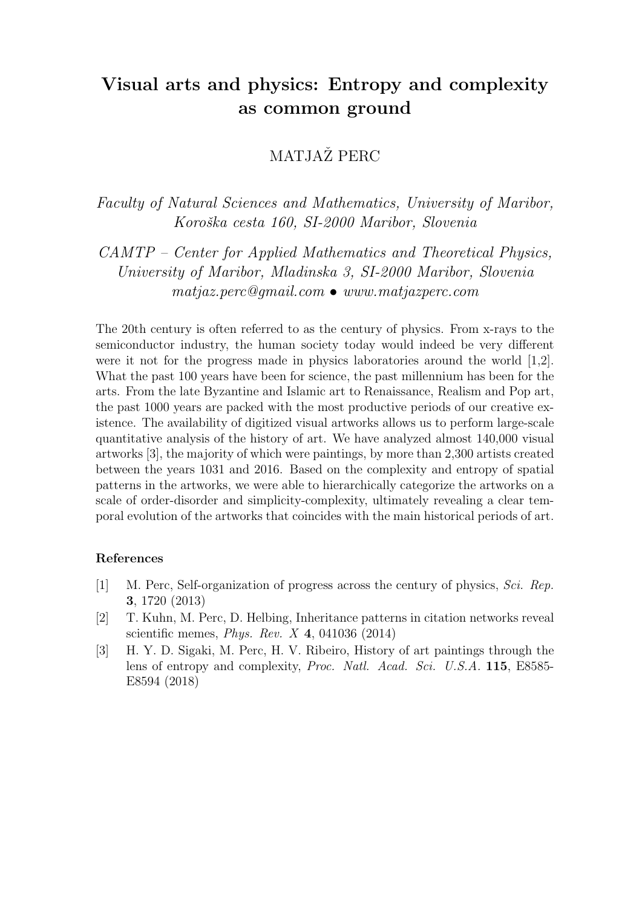# Visual arts and physics: Entropy and complexity as common ground

MATJAŽ PERC

*Faculty of Natural Sciences and Mathematics, University of Maribor, Koroška cesta 160, SI-2000 Maribor, Slovenia*

*CAMTP – Center for Applied Mathematics and Theoretical Physics, University of Maribor, Mladinska 3, SI-2000 Maribor, Slovenia*
*matjaz.perc@gmail.com • www.matjazperc.com*

The 20th century is often referred to as the century of physics. From x-rays to the semiconductor industry, the human society today would indeed be very different were it not for the progress made in physics laboratories around the world [1,2]. What the past 100 years have been for science, the past millennium has been for the arts. From the late Byzantine and Islamic art to Renaissance, Realism and Pop art, the past 1000 years are packed with the most productive periods of our creative existence. The availability of digitized visual artworks allows us to perform large-scale quantitative analysis of the history of art. We have analyzed almost 140,000 visual artworks [3], the majority of which were paintings, by more than 2,300 artists created between the years 1031 and 2016. Based on the complexity and entropy of spatial patterns in the artworks, we were able to hierarchically categorize the artworks on a scale of order-disorder and simplicity-complexity, ultimately revealing a clear temporal evolution of the artworks that coincides with the main historical periods of art.

### References

[1] M. Perc, Self-organization of progress across the century of physics, *Sci. Rep.* **3**, 1720 (2013)

[2] T. Kuhn, M. Perc, D. Helbing, Inheritance patterns in citation networks reveal scientific memes, *Phys. Rev. X* **4**, 041036 (2014)

[3] H. Y. D. Sigaki, M. Perc, H. V. Ribeiro, History of art paintings through the lens of entropy and complexity, *Proc. Natl. Acad. Sci. U.S.A.* **115**, E8585-E8594 (2018)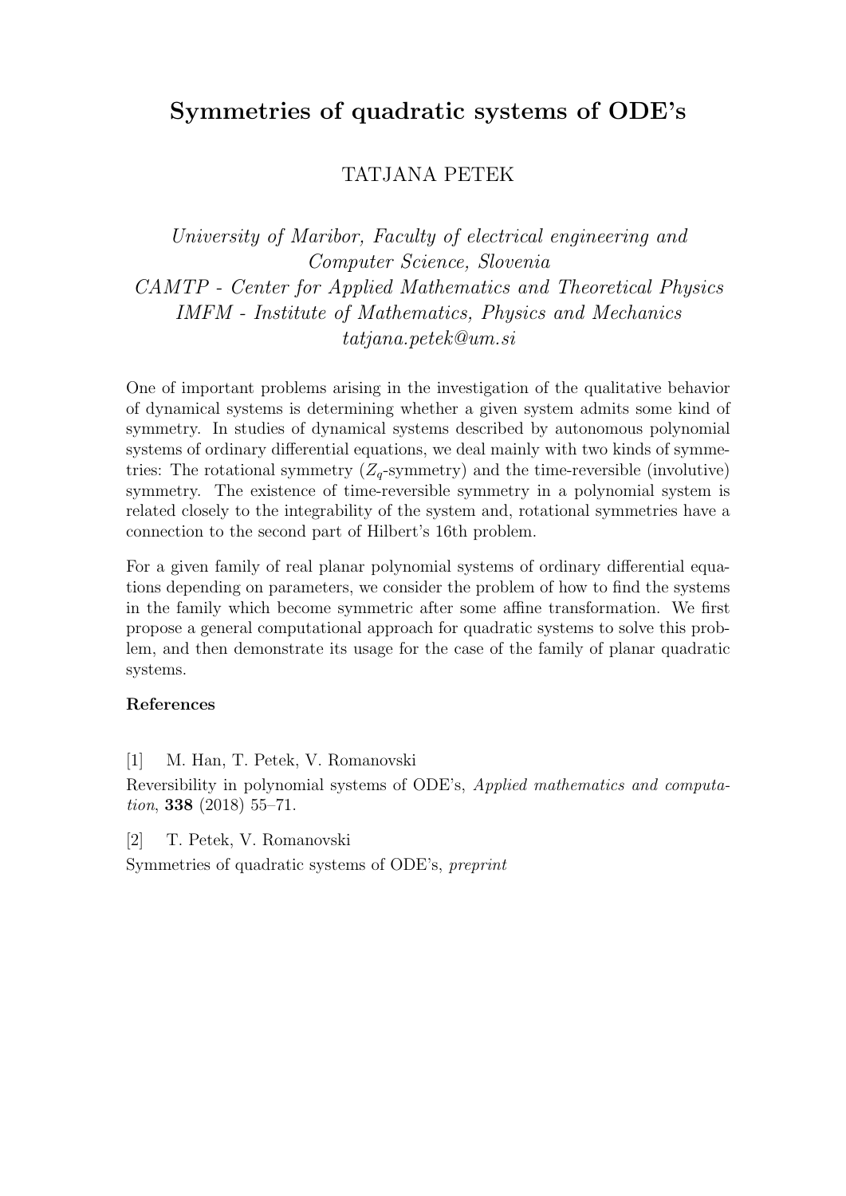# Symmetries of quadratic systems of ODE's

TATJANA PETEK

*University of Maribor, Faculty of electrical engineering and Computer Science, Slovenia*
*CAMTP - Center for Applied Mathematics and Theoretical Physics*
*IMFM - Institute of Mathematics, Physics and Mechanics*
*tatjana.petek@um.si*

One of important problems arising in the investigation of the qualitative behavior of dynamical systems is determining whether a given system admits some kind of symmetry. In studies of dynamical systems described by autonomous polynomial systems of ordinary differential equations, we deal mainly with two kinds of symmetries: The rotational symmetry ($Z_q$-symmetry) and the time-reversible (involutive) symmetry. The existence of time-reversible symmetry in a polynomial system is related closely to the integrability of the system and, rotational symmetries have a connection to the second part of Hilbert's 16th problem.

For a given family of real planar polynomial systems of ordinary differential equations depending on parameters, we consider the problem of how to find the systems in the family which become symmetric after some affine transformation. We first propose a general computational approach for quadratic systems to solve this problem, and then demonstrate its usage for the case of the family of planar quadratic systems.

**References**

[1] M. Han, T. Petek, V. Romanovski

Reversibility in polynomial systems of ODE's, *Applied mathematics and computation*, **338** (2018) 55–71.

[2] T. Petek, V. Romanovski

Symmetries of quadratic systems of ODE's, *preprint*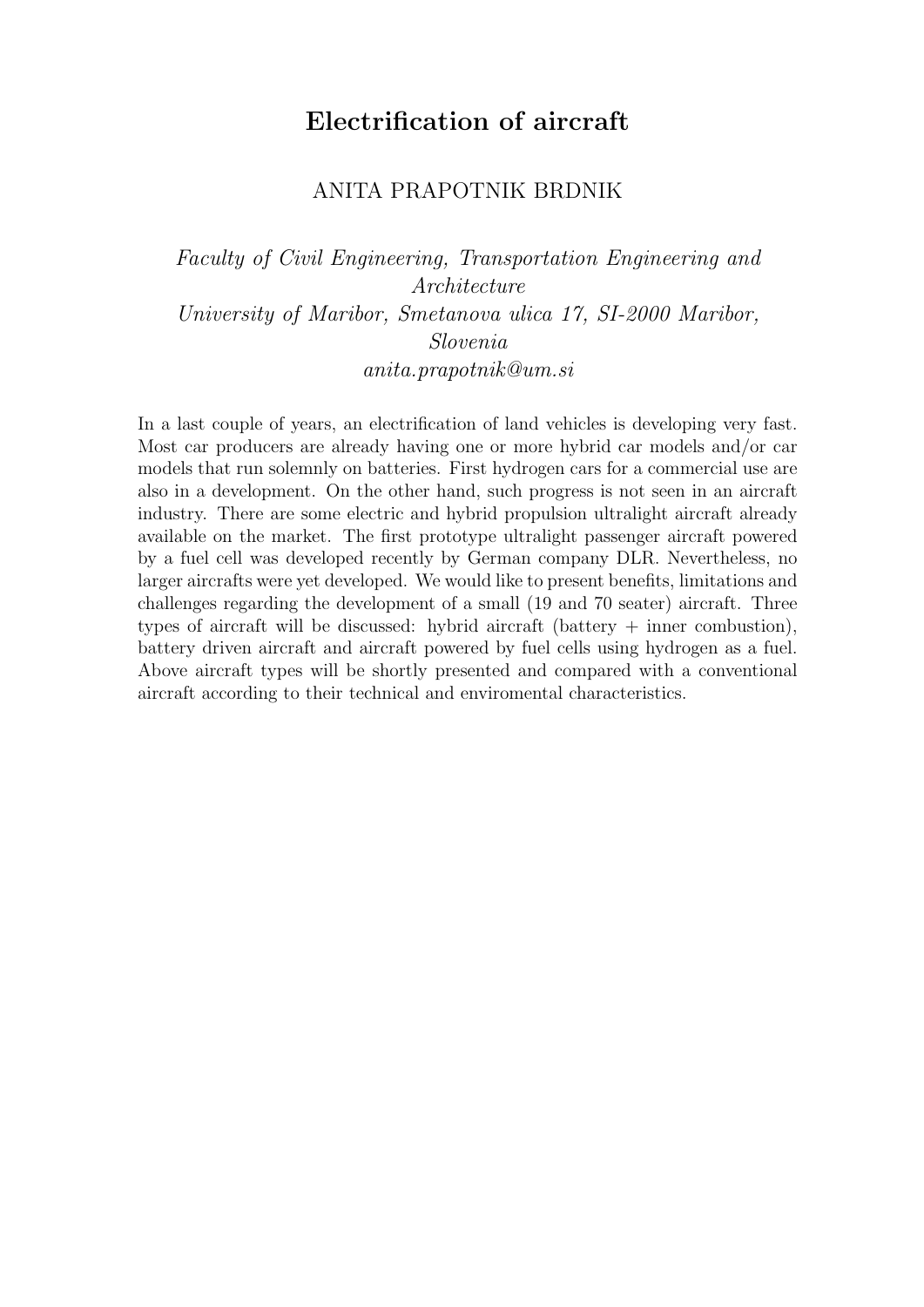# Electrification of aircraft

ANITA PRAPOTNIK BRDNIK

*Faculty of Civil Engineering, Transportation Engineering and Architecture*
*University of Maribor, Smetanova ulica 17, SI-2000 Maribor, Slovenia*
*anita.prapotnik@um.si*

In a last couple of years, an electrification of land vehicles is developing very fast. Most car producers are already having one or more hybrid car models and/or car models that run solemnly on batteries. First hydrogen cars for a commercial use are also in a development. On the other hand, such progress is not seen in an aircraft industry. There are some electric and hybrid propulsion ultralight aircraft already available on the market. The first prototype ultralight passenger aircraft powered by a fuel cell was developed recently by German company DLR. Nevertheless, no larger aircrafts were yet developed. We would like to present benefits, limitations and challenges regarding the development of a small (19 and 70 seater) aircraft. Three types of aircraft will be discussed: hybrid aircraft (battery + inner combustion), battery driven aircraft and aircraft powered by fuel cells using hydrogen as a fuel. Above aircraft types will be shortly presented and compared with a conventional aircraft according to their technical and enviromental characteristics.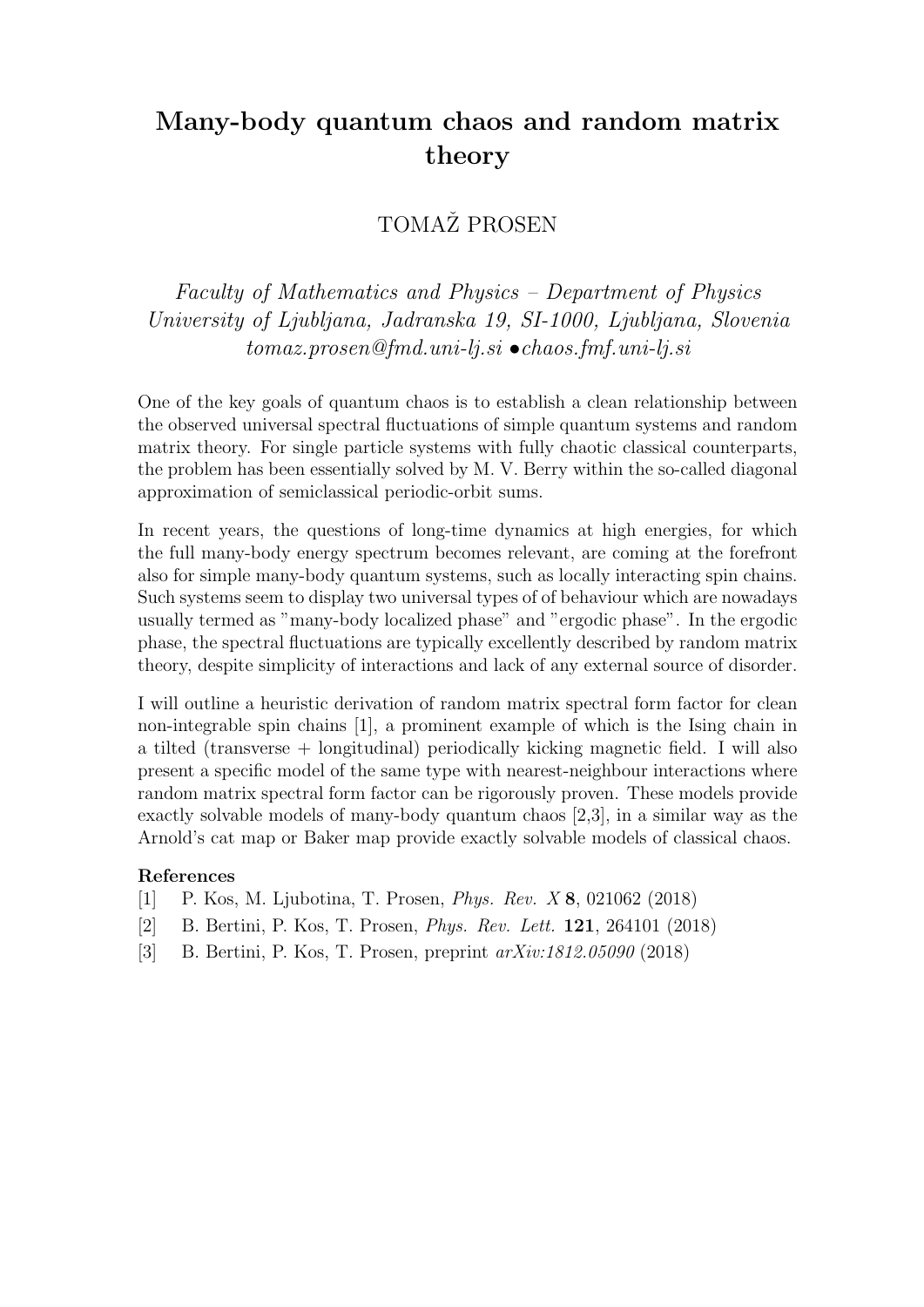# Many-body quantum chaos and random matrix theory

TOMAŽ PROSEN

*Faculty of Mathematics and Physics – Department of Physics*
*University of Ljubljana, Jadranska 19, SI-1000, Ljubljana, Slovenia*
*tomaz.prosen@fmd.uni-lj.si •chaos.fmf.uni-lj.si*

One of the key goals of quantum chaos is to establish a clean relationship between the observed universal spectral fluctuations of simple quantum systems and random matrix theory. For single particle systems with fully chaotic classical counterparts, the problem has been essentially solved by M. V. Berry within the so-called diagonal approximation of semiclassical periodic-orbit sums.

In recent years, the questions of long-time dynamics at high energies, for which the full many-body energy spectrum becomes relevant, are coming at the forefront also for simple many-body quantum systems, such as locally interacting spin chains. Such systems seem to display two universal types of of behaviour which are nowadays usually termed as "many-body localized phase" and "ergodic phase". In the ergodic phase, the spectral fluctuations are typically excellently described by random matrix theory, despite simplicity of interactions and lack of any external source of disorder.

I will outline a heuristic derivation of random matrix spectral form factor for clean non-integrable spin chains [1], a prominent example of which is the Ising chain in a tilted (transverse + longitudinal) periodically kicking magnetic field. I will also present a specific model of the same type with nearest-neighbour interactions where random matrix spectral form factor can be rigorously proven. These models provide exactly solvable models of many-body quantum chaos [2,3], in a similar way as the Arnold's cat map or Baker map provide exactly solvable models of classical chaos.

**References**

[1] P. Kos, M. Ljubotina, T. Prosen, *Phys. Rev. X* **8**, 021062 (2018)

[2] B. Bertini, P. Kos, T. Prosen, *Phys. Rev. Lett.* **121**, 264101 (2018)

[3] B. Bertini, P. Kos, T. Prosen, preprint *arXiv:1812.05090* (2018)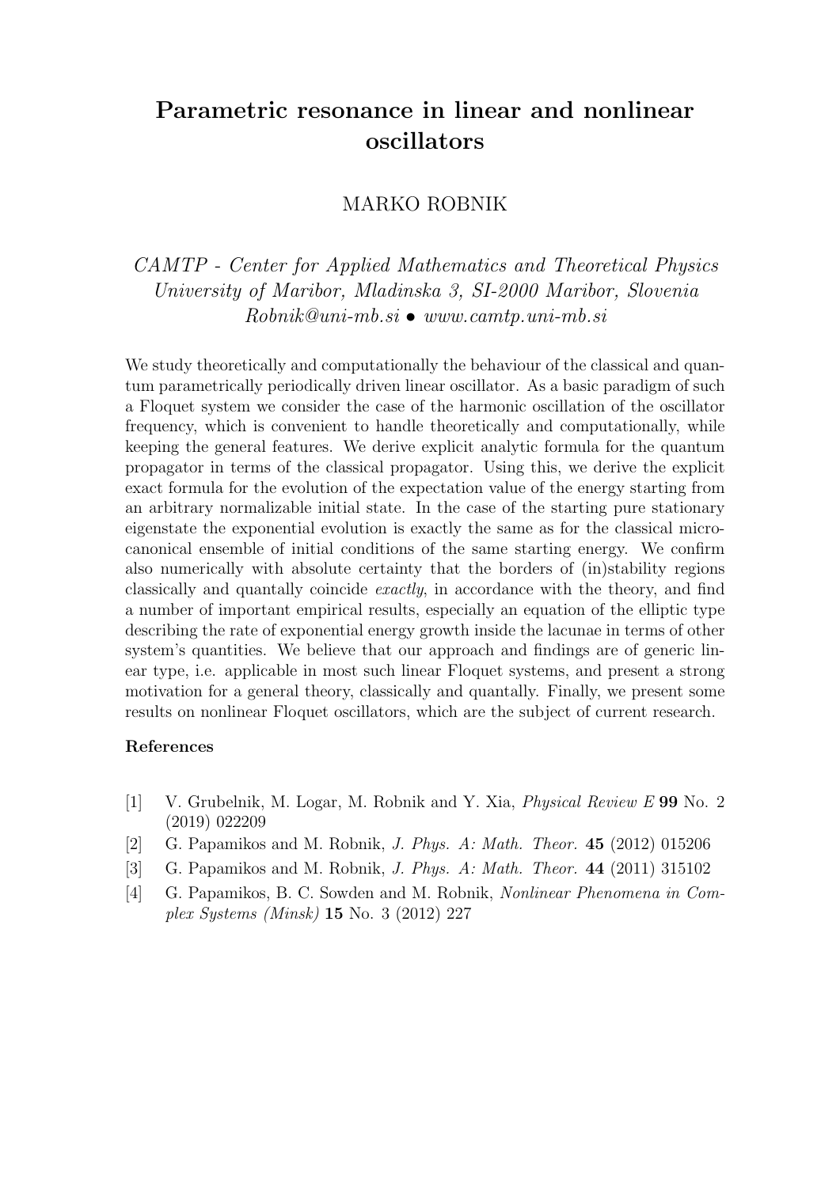# Parametric resonance in linear and nonlinear oscillators

MARKO ROBNIK

*CAMTP - Center for Applied Mathematics and Theoretical Physics*
*University of Maribor, Mladinska 3, SI-2000 Maribor, Slovenia*
*Robnik@uni-mb.si • www.camtp.uni-mb.si*

We study theoretically and computationally the behaviour of the classical and quantum parametrically periodically driven linear oscillator. As a basic paradigm of such a Floquet system we consider the case of the harmonic oscillation of the oscillator frequency, which is convenient to handle theoretically and computationally, while keeping the general features. We derive explicit analytic formula for the quantum propagator in terms of the classical propagator. Using this, we derive the explicit exact formula for the evolution of the expectation value of the energy starting from an arbitrary normalizable initial state. In the case of the starting pure stationary eigenstate the exponential evolution is exactly the same as for the classical microcanonical ensemble of initial conditions of the same starting energy. We confirm also numerically with absolute certainty that the borders of (in)stability regions classically and quantally coincide *exactly*, in accordance with the theory, and find a number of important empirical results, especially an equation of the elliptic type describing the rate of exponential energy growth inside the lacunae in terms of other system's quantities. We believe that our approach and findings are of generic linear type, i.e. applicable in most such linear Floquet systems, and present a strong motivation for a general theory, classically and quantally. Finally, we present some results on nonlinear Floquet oscillators, which are the subject of current research.

**References**

[1] V. Grubelnik, M. Logar, M. Robnik and Y. Xia, *Physical Review E* **99** No. 2 (2019) 022209

[2] G. Papamikos and M. Robnik, *J. Phys. A: Math. Theor.* **45** (2012) 015206

[3] G. Papamikos and M. Robnik, *J. Phys. A: Math. Theor.* **44** (2011) 315102

[4] G. Papamikos, B. C. Sowden and M. Robnik, *Nonlinear Phenomena in Complex Systems (Minsk)* **15** No. 3 (2012) 227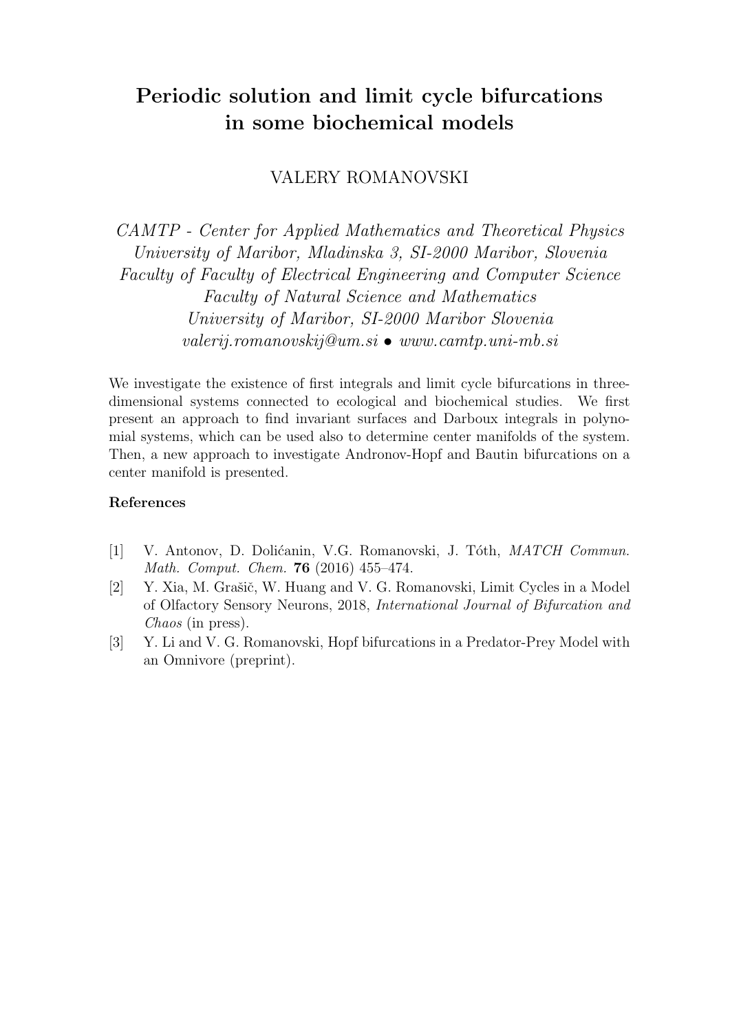# Periodic solution and limit cycle bifurcations in some biochemical models

VALERY ROMANOVSKI

*CAMTP - Center for Applied Mathematics and Theoretical Physics*
*University of Maribor, Mladinska 3, SI-2000 Maribor, Slovenia*
*Faculty of Faculty of Electrical Engineering and Computer Science*
*Faculty of Natural Science and Mathematics*
*University of Maribor, SI-2000 Maribor Slovenia*
*valerij.romanovskij@um.si • www.camtp.uni-mb.si*

We investigate the existence of first integrals and limit cycle bifurcations in three-dimensional systems connected to ecological and biochemical studies. We first present an approach to find invariant surfaces and Darboux integrals in polynomial systems, which can be used also to determine center manifolds of the system. Then, a new approach to investigate Andronov-Hopf and Bautin bifurcations on a center manifold is presented.

**References**

[1] V. Antonov, D. Dolićanin, V.G. Romanovski, J. Tóth, *MATCH Commun. Math. Comput. Chem.* **76** (2016) 455–474.

[2] Y. Xia, M. Grašič, W. Huang and V. G. Romanovski, Limit Cycles in a Model of Olfactory Sensory Neurons, 2018, *International Journal of Bifurcation and Chaos* (in press).

[3] Y. Li and V. G. Romanovski, Hopf bifurcations in a Predator-Prey Model with an Omnivore (preprint).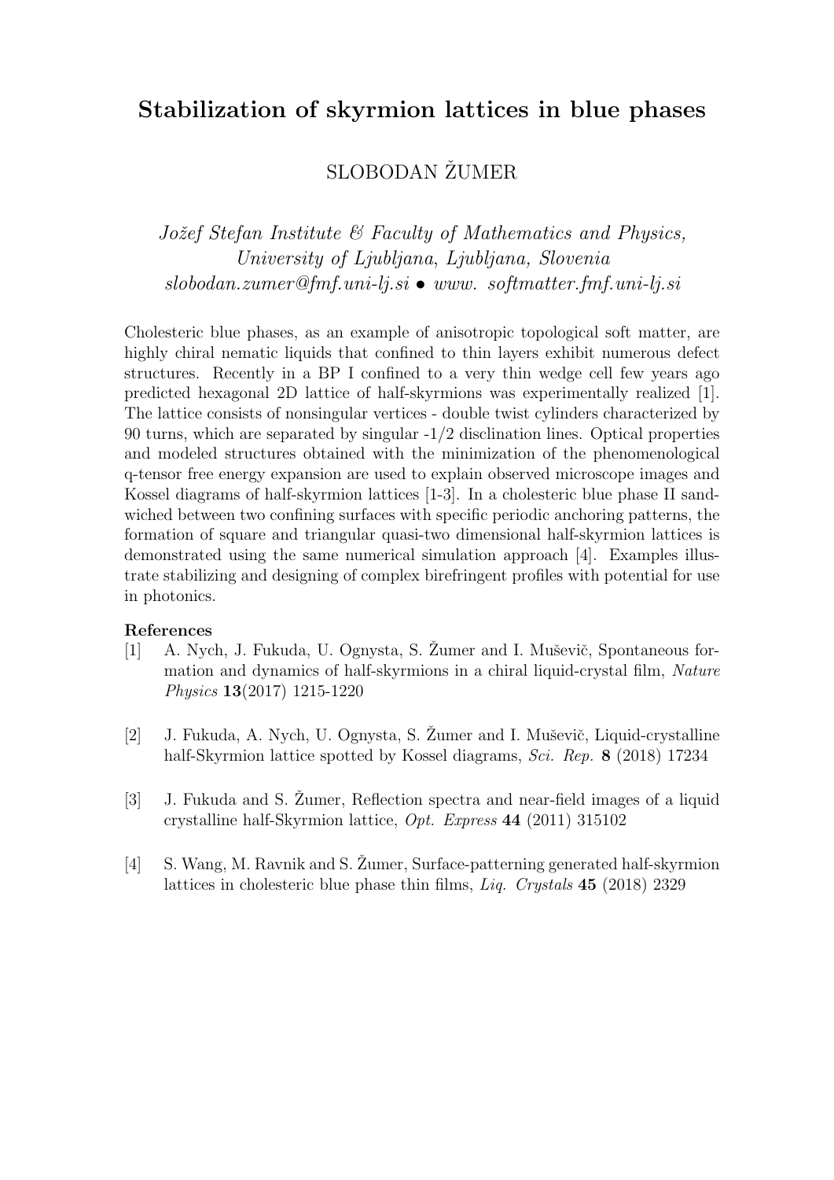# Stabilization of skyrmion lattices in blue phases

SLOBODAN ŽUMER

*Jožef Stefan Institute & Faculty of Mathematics and Physics, University of Ljubljana, Ljubljana, Slovenia*
*slobodan.zumer@fmf.uni-lj.si • www. softmatter.fmf.uni-lj.si*

Cholesteric blue phases, as an example of anisotropic topological soft matter, are highly chiral nematic liquids that confined to thin layers exhibit numerous defect structures. Recently in a BP I confined to a very thin wedge cell few years ago predicted hexagonal 2D lattice of half-skyrmions was experimentally realized [1]. The lattice consists of nonsingular vertices - double twist cylinders characterized by 90 turns, which are separated by singular -1/2 disclination lines. Optical properties and modeled structures obtained with the minimization of the phenomenological q-tensor free energy expansion are used to explain observed microscope images and Kossel diagrams of half-skyrmion lattices [1-3]. In a cholesteric blue phase II sandwiched between two confining surfaces with specific periodic anchoring patterns, the formation of square and triangular quasi-two dimensional half-skyrmion lattices is demonstrated using the same numerical simulation approach [4]. Examples illustrate stabilizing and designing of complex birefringent profiles with potential for use in photonics.

**References**

[1] A. Nych, J. Fukuda, U. Ognysta, S. Žumer and I. Muševič, Spontaneous formation and dynamics of half-skyrmions in a chiral liquid-crystal film, *Nature Physics* **13**(2017) 1215-1220

[2] J. Fukuda, A. Nych, U. Ognysta, S. Žumer and I. Muševič, Liquid-crystalline half-Skyrmion lattice spotted by Kossel diagrams, *Sci. Rep.* **8** (2018) 17234

[3] J. Fukuda and S. Žumer, Reflection spectra and near-field images of a liquid crystalline half-Skyrmion lattice, *Opt. Express* **44** (2011) 315102

[4] S. Wang, M. Ravnik and S. Žumer, Surface-patterning generated half-skyrmion lattices in cholesteric blue phase thin films, *Liq. Crystals* **45** (2018) 2329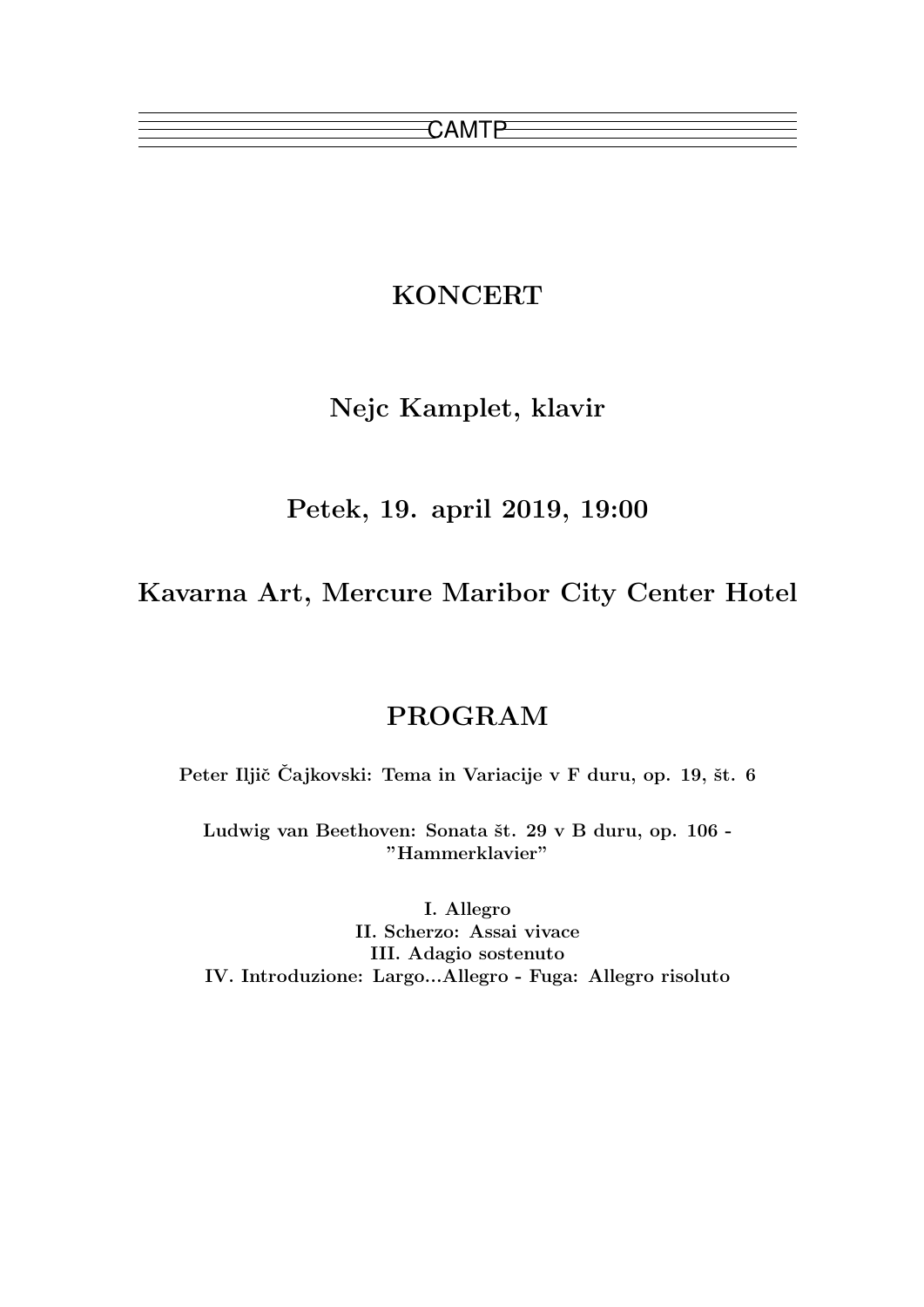CAMTP

# KONCERT

## Nejc Kamplet, klavir

## Petek, 19. april 2019, 19:00

## Kavarna Art, Mercure Maribor City Center Hotel

# PROGRAM

**Peter Iljič Čajkovski: Tema in Variacije v F duru, op. 19, št. 6**

**Ludwig van Beethoven: Sonata št. 29 v B duru, op. 106 - "Hammerklavier"**

**I. Allegro**
**II. Scherzo: Assai vivace**
**III. Adagio sostenuto**
**IV. Introduzione: Largo...Allegro - Fuga: Allegro risoluto**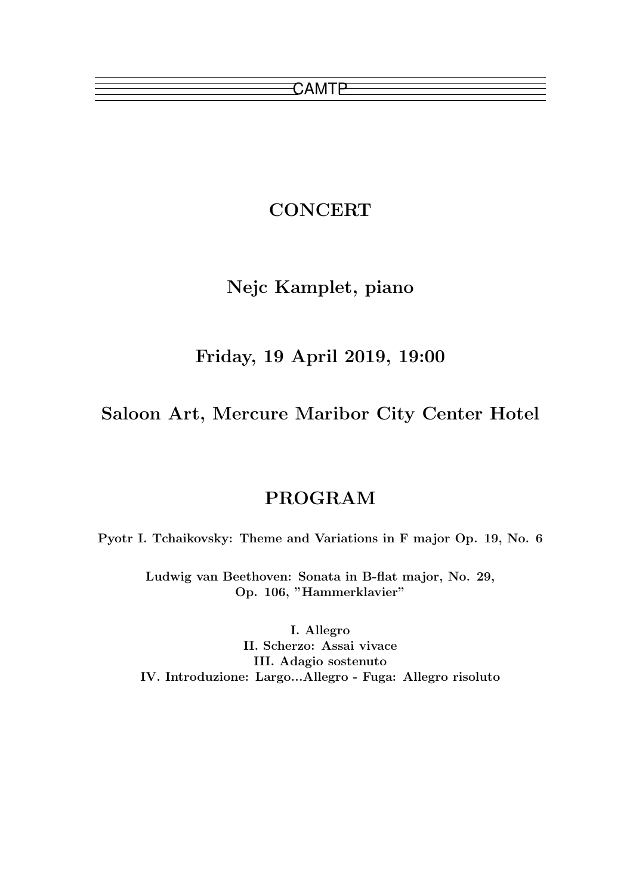CAMTP

# CONCERT

## Nejc Kamplet, piano

## Friday, 19 April 2019, 19:00

## Saloon Art, Mercure Maribor City Center Hotel

# PROGRAM

**Pyotr I. Tchaikovsky: Theme and Variations in F major Op. 19, No. 6**

**Ludwig van Beethoven: Sonata in B-flat major, No. 29, Op. 106, "Hammerklavier"**

**I. Allegro**
**II. Scherzo: Assai vivace**
**III. Adagio sostenuto**
**IV. Introduzione: Largo...Allegro - Fuga: Allegro risoluto**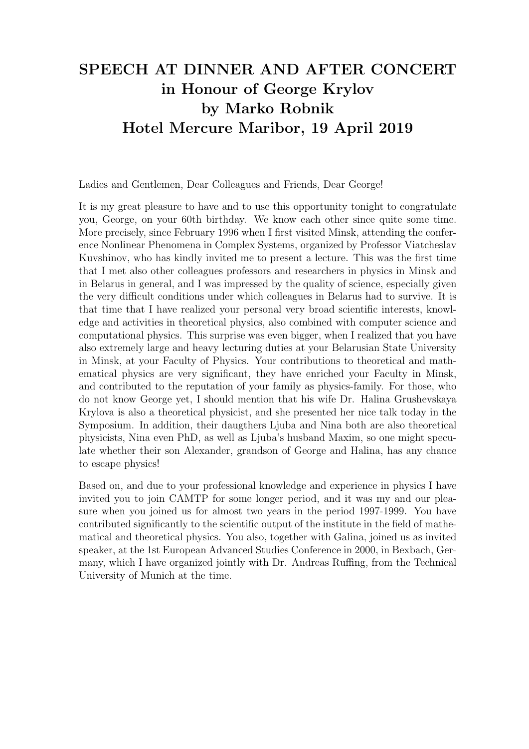# SPEECH AT DINNER AND AFTER CONCERT
## in Honour of George Krylov
## by Marko Robnik
## Hotel Mercure Maribor, 19 April 2019

Ladies and Gentlemen, Dear Colleagues and Friends, Dear George!

It is my great pleasure to have and to use this opportunity tonight to congratulate you, George, on your 60th birthday. We know each other since quite some time. More precisely, since February 1996 when I first visited Minsk, attending the conference Nonlinear Phenomena in Complex Systems, organized by Professor Viatcheslav Kuvshinov, who has kindly invited me to present a lecture. This was the first time that I met also other colleagues professors and researchers in physics in Minsk and in Belarus in general, and I was impressed by the quality of science, especially given the very difficult conditions under which colleagues in Belarus had to survive. It is that time that I have realized your personal very broad scientific interests, knowledge and activities in theoretical physics, also combined with computer science and computational physics. This surprise was even bigger, when I realized that you have also extremely large and heavy lecturing duties at your Belarusian State University in Minsk, at your Faculty of Physics. Your contributions to theoretical and mathematical physics are very significant, they have enriched your Faculty in Minsk, and contributed to the reputation of your family as physics-family. For those, who do not know George yet, I should mention that his wife Dr. Halina Grushevskaya Krylova is also a theoretical physicist, and she presented her nice talk today in the Symposium. In addition, their daugthers Ljuba and Nina both are also theoretical physicists, Nina even PhD, as well as Ljuba's husband Maxim, so one might speculate whether their son Alexander, grandson of George and Halina, has any chance to escape physics!

Based on, and due to your professional knowledge and experience in physics I have invited you to join CAMTP for some longer period, and it was my and our pleasure when you joined us for almost two years in the period 1997-1999. You have contributed significantly to the scientific output of the institute in the field of mathematical and theoretical physics. You also, together with Galina, joined us as invited speaker, at the 1st European Advanced Studies Conference in 2000, in Bexbach, Germany, which I have organized jointly with Dr. Andreas Ruffing, from the Technical University of Munich at the time.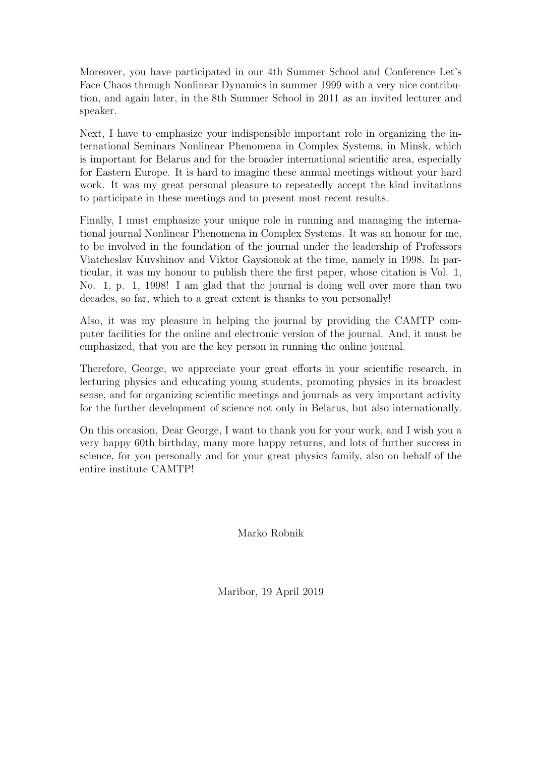Moreover, you have participated in our 4th Summer School and Conference Let's Face Chaos through Nonlinear Dynamics in summer 1999 with a very nice contribution, and again later, in the 8th Summer School in 2011 as an invited lecturer and speaker.

Next, I have to emphasize your indispensible important role in organizing the international Seminars Nonlinear Phenomena in Complex Systems, in Minsk, which is important for Belarus and for the broader international scientific area, especially for Eastern Europe. It is hard to imagine these annual meetings without your hard work. It was my great personal pleasure to repeatedly accept the kind invitations to participate in these meetings and to present most recent results.

Finally, I must emphasize your unique role in running and managing the international journal Nonlinear Phenomena in Complex Systems. It was an honour for me, to be involved in the foundation of the journal under the leadership of Professors Viatcheslav Kuvshinov and Viktor Gaysionok at the time, namely in 1998. In particular, it was my honour to publish there the first paper, whose citation is Vol. 1, No. 1, p. 1, 1998! I am glad that the journal is doing well over more than two decades, so far, which to a great extent is thanks to you personally!

Also, it was my pleasure in helping the journal by providing the CAMTP computer facilities for the online and electronic version of the journal. And, it must be emphasized, that you are the key person in running the online journal.

Therefore, George, we appreciate your great efforts in your scientific research, in lecturing physics and educating young students, promoting physics in its broadest sense, and for organizing scientific meetings and journals as very important activity for the further development of science not only in Belarus, but also internationally.

On this occasion, Dear George, I want to thank you for your work, and I wish you a very happy 60th birthday, many more happy returns, and lots of further success in science, for you personally and for your great physics family, also on behalf of the entire institute CAMTP!

Marko Robnik

Maribor, 19 April 2019